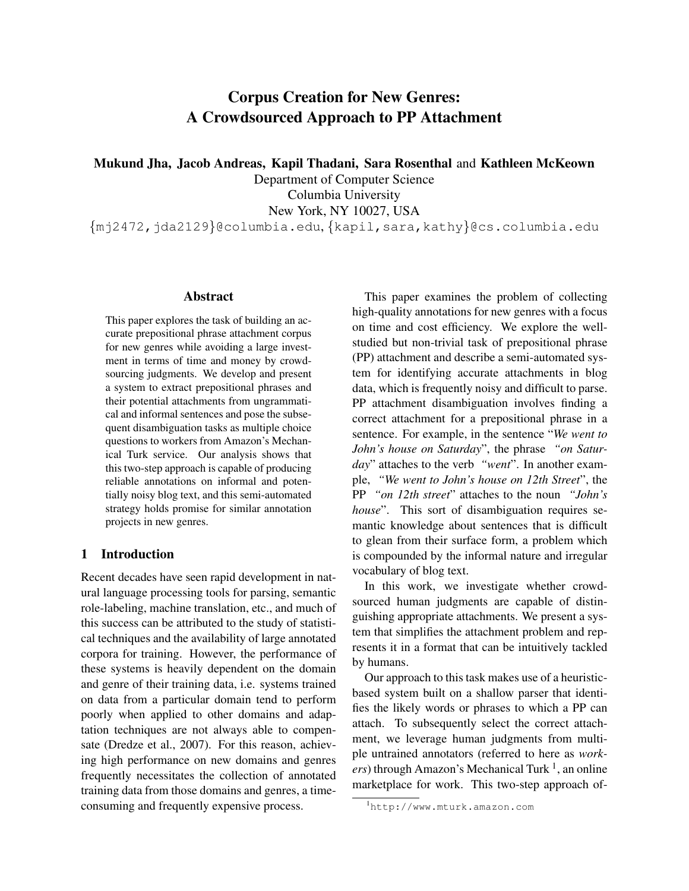# Corpus Creation for New Genres: A Crowdsourced Approach to PP Attachment

**Mukund Jha, Jacob Andreas, Kapil Thadani, Sara Rosenthal** and **Kathleen McKeown**
Department of Computer Science
Columbia University
New York, NY 10027, USA
{mj2472,jda2129}@columbia.edu, {kapil,sara,kathy}@cs.columbia.edu

## Abstract

This paper explores the task of building an accurate prepositional phrase attachment corpus for new genres while avoiding a large investment in terms of time and money by crowdsourcing judgments. We develop and present a system to extract prepositional phrases and their potential attachments from ungrammatical and informal sentences and pose the subsequent disambiguation tasks as multiple choice questions to workers from Amazon's Mechanical Turk service. Our analysis shows that this two-step approach is capable of producing reliable annotations on informal and potentially noisy blog text, and this semi-automated strategy holds promise for similar annotation projects in new genres.

## 1 Introduction

Recent decades have seen rapid development in natural language processing tools for parsing, semantic role-labeling, machine translation, etc., and much of this success can be attributed to the study of statistical techniques and the availability of large annotated corpora for training. However, the performance of these systems is heavily dependent on the domain and genre of their training data, i.e. systems trained on data from a particular domain tend to perform poorly when applied to other domains and adaptation techniques are not always able to compensate (Dredze et al., 2007). For this reason, achieving high performance on new domains and genres frequently necessitates the collection of annotated training data from those domains and genres, a time-consuming and frequently expensive process.

This paper examines the problem of collecting high-quality annotations for new genres with a focus on time and cost efficiency. We explore the well-studied but non-trivial task of prepositional phrase (PP) attachment and describe a semi-automated system for identifying accurate attachments in blog data, which is frequently noisy and difficult to parse. PP attachment disambiguation involves finding a correct attachment for a prepositional phrase in a sentence. For example, in the sentence "*We went to John's house on Saturday*", the phrase *"on Saturday"* attaches to the verb *"went"*. In another example, *"We went to John's house on 12th Street"*, the PP *"on 12th street"* attaches to the noun *"John's house"*. This sort of disambiguation requires semantic knowledge about sentences that is difficult to glean from their surface form, a problem which is compounded by the informal nature and irregular vocabulary of blog text.

In this work, we investigate whether crowdsourced human judgments are capable of distinguishing appropriate attachments. We present a system that simplifies the attachment problem and represents it in a format that can be intuitively tackled by humans.

Our approach to this task makes use of a heuristic-based system built on a shallow parser that identifies the likely words or phrases to which a PP can attach. To subsequently select the correct attachment, we leverage human judgments from multiple untrained annotators (referred to here as *workers*) through Amazon's Mechanical Turk [1], an online marketplace for work. This two-step approach of-

[1] http://www.mturk.amazon.com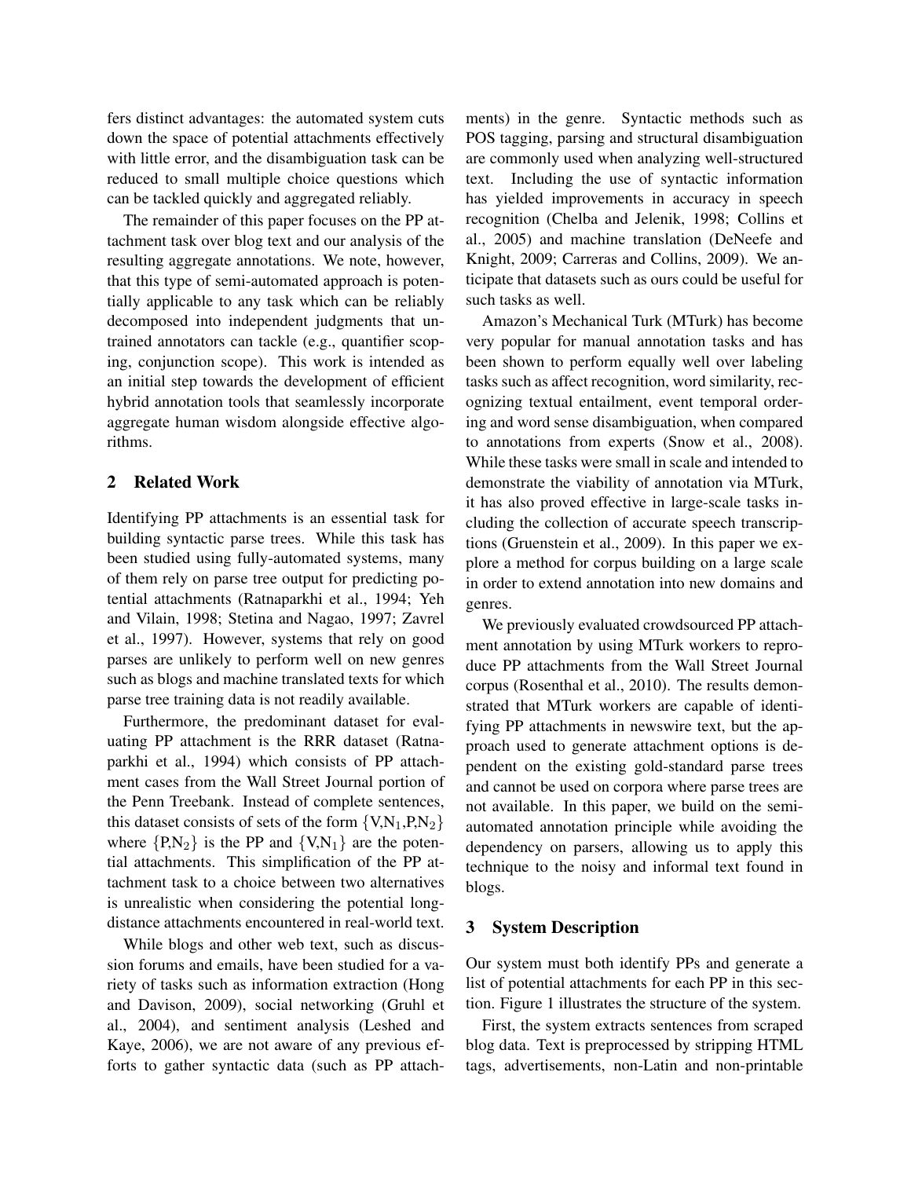fers distinct advantages: the automated system cuts down the space of potential attachments effectively with little error, and the disambiguation task can be reduced to small multiple choice questions which can be tackled quickly and aggregated reliably.

The remainder of this paper focuses on the PP attachment task over blog text and our analysis of the resulting aggregate annotations. We note, however, that this type of semi-automated approach is potentially applicable to any task which can be reliably decomposed into independent judgments that untrained annotators can tackle (e.g., quantifier scoping, conjunction scope). This work is intended as an initial step towards the development of efficient hybrid annotation tools that seamlessly incorporate aggregate human wisdom alongside effective algorithms.

## 2 Related Work

Identifying PP attachments is an essential task for building syntactic parse trees. While this task has been studied using fully-automated systems, many of them rely on parse tree output for predicting potential attachments (Ratnaparkhi et al., 1994; Yeh and Vilain, 1998; Stetina and Nagao, 1997; Zavrel et al., 1997). However, systems that rely on good parses are unlikely to perform well on new genres such as blogs and machine translated texts for which parse tree training data is not readily available.

Furthermore, the predominant dataset for evaluating PP attachment is the RRR dataset (Ratnaparkhi et al., 1994) which consists of PP attachment cases from the Wall Street Journal portion of the Penn Treebank. Instead of complete sentences, this dataset consists of sets of the form $\{V,N_1,P,N_2\}$ where $\{P,N_2\}$ is the PP and $\{V,N_1\}$ are the potential attachments. This simplification of the PP attachment task to a choice between two alternatives is unrealistic when considering the potential long-distance attachments encountered in real-world text.

While blogs and other web text, such as discussion forums and emails, have been studied for a variety of tasks such as information extraction (Hong and Davison, 2009), social networking (Gruhl et al., 2004), and sentiment analysis (Leshed and Kaye, 2006), we are not aware of any previous efforts to gather syntactic data (such as PP attachments) in the genre. Syntactic methods such as POS tagging, parsing and structural disambiguation are commonly used when analyzing well-structured text. Including the use of syntactic information has yielded improvements in accuracy in speech recognition (Chelba and Jelenik, 1998; Collins et al., 2005) and machine translation (DeNeefe and Knight, 2009; Carreras and Collins, 2009). We anticipate that datasets such as ours could be useful for such tasks as well.

Amazon's Mechanical Turk (MTurk) has become very popular for manual annotation tasks and has been shown to perform equally well over labeling tasks such as affect recognition, word similarity, recognizing textual entailment, event temporal ordering and word sense disambiguation, when compared to annotations from experts (Snow et al., 2008). While these tasks were small in scale and intended to demonstrate the viability of annotation via MTurk, it has also proved effective in large-scale tasks including the collection of accurate speech transcriptions (Gruenstein et al., 2009). In this paper we explore a method for corpus building on a large scale in order to extend annotation into new domains and genres.

We previously evaluated crowdsourced PP attachment annotation by using MTurk workers to reproduce PP attachments from the Wall Street Journal corpus (Rosenthal et al., 2010). The results demonstrated that MTurk workers are capable of identifying PP attachments in newswire text, but the approach used to generate attachment options is dependent on the existing gold-standard parse trees and cannot be used on corpora where parse trees are not available. In this paper, we build on the semi-automated annotation principle while avoiding the dependency on parsers, allowing us to apply this technique to the noisy and informal text found in blogs.

## 3 System Description

Our system must both identify PPs and generate a list of potential attachments for each PP in this section. Figure 1 illustrates the structure of the system.

First, the system extracts sentences from scraped blog data. Text is preprocessed by stripping HTML tags, advertisements, non-Latin and non-printable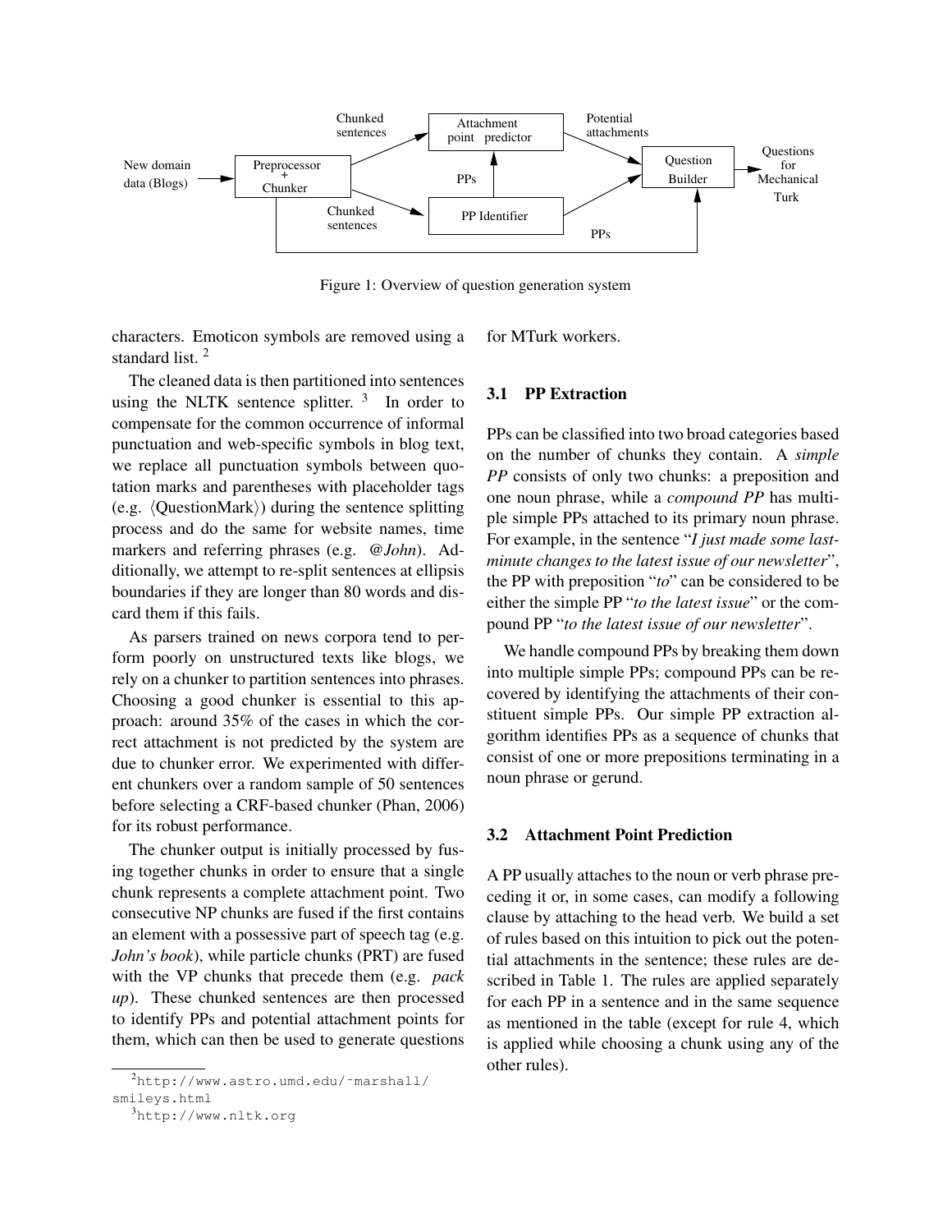Figure 1: Overview of question generation system

characters. Emoticon symbols are removed using a standard list. [2]

The cleaned data is then partitioned into sentences using the NLTK sentence splitter. [3] In order to compensate for the common occurrence of informal punctuation and web-specific symbols in blog text, we replace all punctuation symbols between quotation marks and parentheses with placeholder tags (e.g. ⟨QuestionMark⟩) during the sentence splitting process and do the same for website names, time markers and referring phrases (e.g. *@John*). Additionally, we attempt to re-split sentences at ellipsis boundaries if they are longer than 80 words and discard them if this fails.

As parsers trained on news corpora tend to perform poorly on unstructured texts like blogs, we rely on a chunker to partition sentences into phrases. Choosing a good chunker is essential to this approach: around 35% of the cases in which the correct attachment is not predicted by the system are due to chunker error. We experimented with different chunkers over a random sample of 50 sentences before selecting a CRF-based chunker (Phan, 2006) for its robust performance.

The chunker output is initially processed by fusing together chunks in order to ensure that a single chunk represents a complete attachment point. Two consecutive NP chunks are fused if the first contains an element with a possessive part of speech tag (e.g. *John's book*), while particle chunks (PRT) are fused with the VP chunks that precede them (e.g. *pack up*). These chunked sentences are then processed to identify PPs and potential attachment points for them, which can then be used to generate questions for MTurk workers.

### 3.1 PP Extraction

PPs can be classified into two broad categories based on the number of chunks they contain. A *simple PP* consists of only two chunks: a preposition and one noun phrase, while a *compound PP* has multiple simple PPs attached to its primary noun phrase. For example, in the sentence "*I just made some last-minute changes to the latest issue of our newsletter*", the PP with preposition "*to*" can be considered to be either the simple PP "*to the latest issue*" or the compound PP "*to the latest issue of our newsletter*".

We handle compound PPs by breaking them down into multiple simple PPs; compound PPs can be recovered by identifying the attachments of their constituent simple PPs. Our simple PP extraction algorithm identifies PPs as a sequence of chunks that consist of one or more prepositions terminating in a noun phrase or gerund.

### 3.2 Attachment Point Prediction

A PP usually attaches to the noun or verb phrase preceding it or, in some cases, can modify a following clause by attaching to the head verb. We build a set of rules based on this intuition to pick out the potential attachments in the sentence; these rules are described in Table 1. The rules are applied separately for each PP in a sentence and in the same sequence as mentioned in the table (except for rule 4, which is applied while choosing a chunk using any of the other rules).

[2] http://www.astro.umd.edu/~marshall/smileys.html

[3] http://www.nltk.org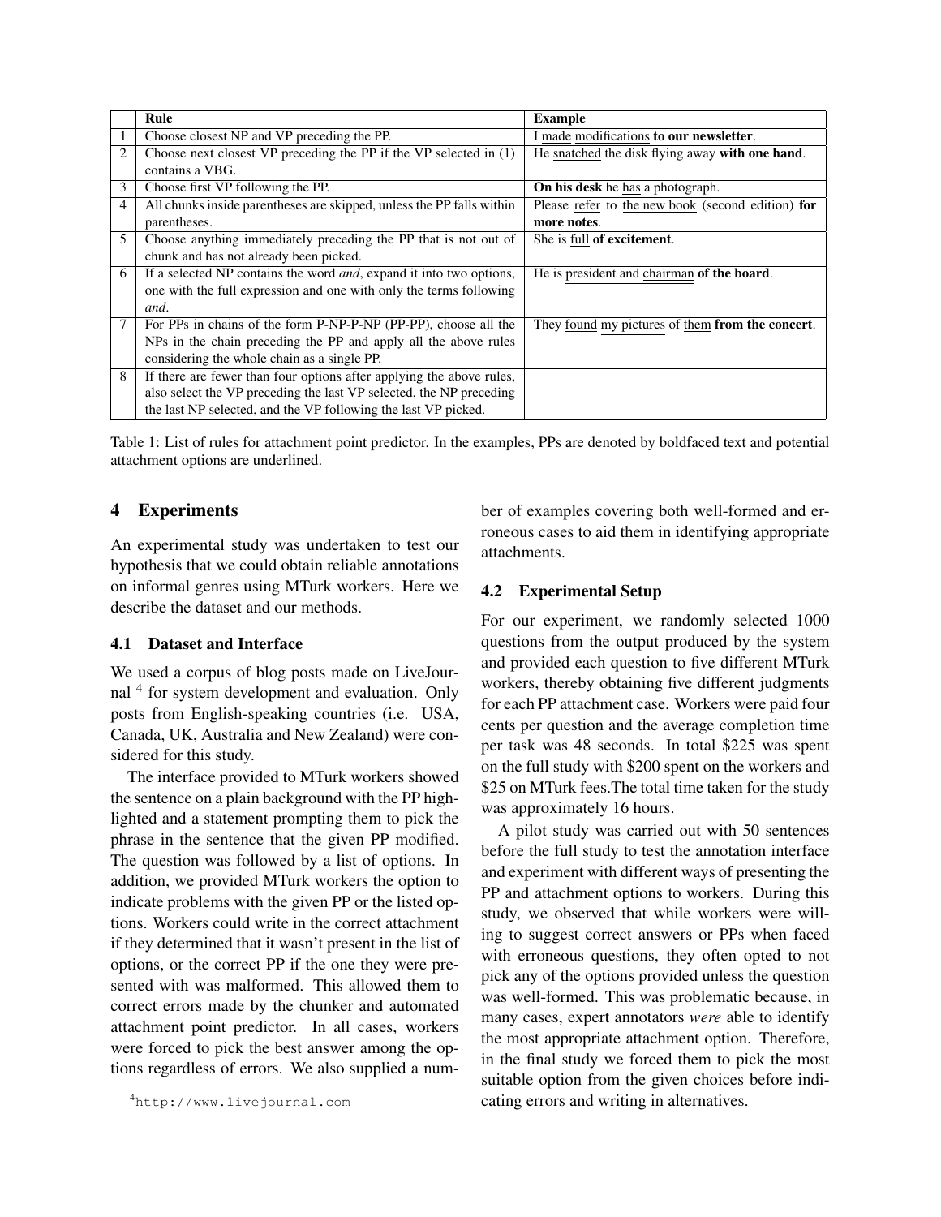| | Rule | Example |
|---|---|---|
| 1 | Choose closest NP and VP preceding the PP. | I <u>made</u> <u>modifications</u> **to our newsletter**. |
| 2 | Choose next closest VP preceding the PP if the VP selected in (1) contains a VBG. | He <u>snatched</u> the disk flying away **with one hand**. |
| 3 | Choose first VP following the PP. | **On his desk** he <u>has</u> a photograph. |
| 4 | All chunks inside parentheses are skipped, unless the PP falls within parentheses. | Please <u>refer</u> to <u>the new book</u> (second edition) **for more notes**. |
| 5 | Choose anything immediately preceding the PP that is not out of chunk and has not already been picked. | She is <u>full</u> **of excitement**. |
| 6 | If a selected NP contains the word *and*, expand it into two options, one with the full expression and one with only the terms following *and*. | He is <u>president</u> and <u>chairman</u> **of the board**. |
| 7 | For PPs in chains of the form P-NP-P-NP (PP-PP), choose all the NPs in the chain preceding the PP and apply all the above rules considering the whole chain as a single PP. | They <u>found</u> <u>my pictures</u> of <u>them</u> **from the concert**. |
| 8 | If there are fewer than four options after applying the above rules, also select the VP preceding the last VP selected, the NP preceding the last NP selected, and the VP following the last VP picked. | |

Table 1: List of rules for attachment point predictor. In the examples, PPs are denoted by boldfaced text and potential attachment options are underlined.

## 4 Experiments

An experimental study was undertaken to test our hypothesis that we could obtain reliable annotations on informal genres using MTurk workers. Here we describe the dataset and our methods.

### 4.1 Dataset and Interface

We used a corpus of blog posts made on LiveJournal [4] for system development and evaluation. Only posts from English-speaking countries (i.e. USA, Canada, UK, Australia and New Zealand) were considered for this study.

The interface provided to MTurk workers showed the sentence on a plain background with the PP highlighted and a statement prompting them to pick the phrase in the sentence that the given PP modified. The question was followed by a list of options. In addition, we provided MTurk workers the option to indicate problems with the given PP or the listed options. Workers could write in the correct attachment if they determined that it wasn't present in the list of options, or the correct PP if the one they were presented with was malformed. This allowed them to correct errors made by the chunker and automated attachment point predictor. In all cases, workers were forced to pick the best answer among the options regardless of errors. We also supplied a number of examples covering both well-formed and erroneous cases to aid them in identifying appropriate attachments.

### 4.2 Experimental Setup

For our experiment, we randomly selected 1000 questions from the output produced by the system and provided each question to five different MTurk workers, thereby obtaining five different judgments for each PP attachment case. Workers were paid four cents per question and the average completion time per task was 48 seconds. In total $225 was spent on the full study with $200 spent on the workers and $25 on MTurk fees.The total time taken for the study was approximately 16 hours.

A pilot study was carried out with 50 sentences before the full study to test the annotation interface and experiment with different ways of presenting the PP and attachment options to workers. During this study, we observed that while workers were willing to suggest correct answers or PPs when faced with erroneous questions, they often opted to not pick any of the options provided unless the question was well-formed. This was problematic because, in many cases, expert annotators *were* able to identify the most appropriate attachment option. Therefore, in the final study we forced them to pick the most suitable option from the given choices before indicating errors and writing in alternatives.

[4] http://www.livejournal.com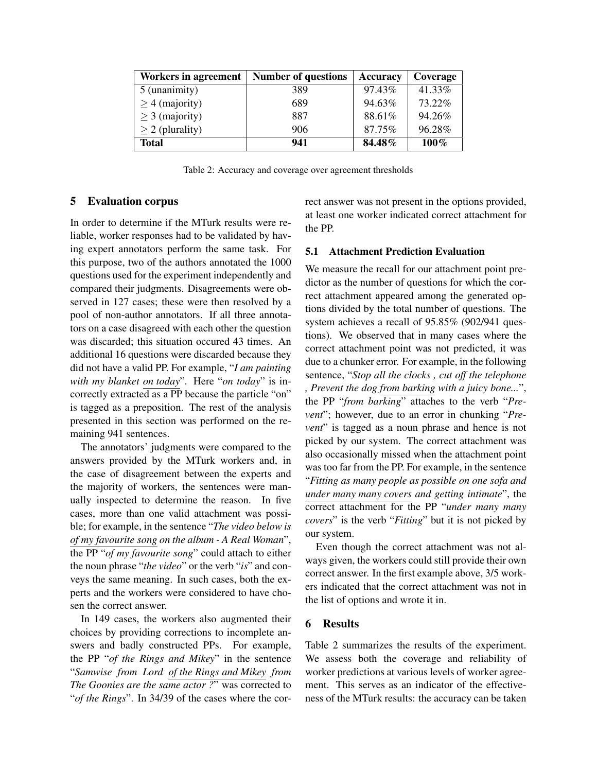| **Workers in agreement** | **Number of questions** | **Accuracy** | **Coverage** |
|---|---|---|---|
| 5 (unanimity) | 389 | 97.43% | 41.33% |
| $\geq$ 4 (majority) | 689 | 94.63% | 73.22% |
| $\geq$ 3 (majority) | 887 | 88.61% | 94.26% |
| $\geq$ 2 (plurality) | 906 | 87.75% | 96.28% |
| **Total** | **941** | **84.48%** | **100%** |

Table 2: Accuracy and coverage over agreement thresholds

## 5 Evaluation corpus

In order to determine if the MTurk results were reliable, worker responses had to be validated by having expert annotators perform the same task. For this purpose, two of the authors annotated the 1000 questions used for the experiment independently and compared their judgments. Disagreements were observed in 127 cases; these were then resolved by a pool of non-author annotators. If all three annotators on a case disagreed with each other the question was discarded; this situation occured 43 times. An additional 16 questions were discarded because they did not have a valid PP. For example, "*I am painting with my blanket on today*". Here "*on today*" is incorrectly extracted as a PP because the particle "on" is tagged as a preposition. The rest of the analysis presented in this section was performed on the remaining 941 sentences.

The annotators' judgments were compared to the answers provided by the MTurk workers and, in the case of disagreement between the experts and the majority of workers, the sentences were manually inspected to determine the reason. In five cases, more than one valid attachment was possible; for example, in the sentence "*The video below is of my favourite song on the album - A Real Woman*", the PP "*of my favourite song*" could attach to either the noun phrase "*the video*" or the verb "*is*" and conveys the same meaning. In such cases, both the experts and the workers were considered to have chosen the correct answer.

In 149 cases, the workers also augmented their choices by providing corrections to incomplete answers and badly constructed PPs. For example, the PP "*of the Rings and Mikey*" in the sentence "*Samwise from Lord of the Rings and Mikey from The Goonies are the same actor ?*" was corrected to "*of the Rings*". In 34/39 of the cases where the correct answer was not present in the options provided, at least one worker indicated correct attachment for the PP.

### 5.1 Attachment Prediction Evaluation

We measure the recall for our attachment point predictor as the number of questions for which the correct attachment appeared among the generated options divided by the total number of questions. The system achieves a recall of 95.85% (902/941 questions). We observed that in many cases where the correct attachment point was not predicted, it was due to a chunker error. For example, in the following sentence, "*Stop all the clocks , cut off the telephone , Prevent the dog from barking with a juicy bone...*", the PP "*from barking*" attaches to the verb "*Prevent*"; however, due to an error in chunking "*Prevent*" is tagged as a noun phrase and hence is not picked by our system. The correct attachment was also occasionally missed when the attachment point was too far from the PP. For example, in the sentence "*Fitting as many people as possible on one sofa and under many many covers and getting intimate*", the correct attachment for the PP "*under many many covers*" is the verb "*Fitting*" but it is not picked by our system.

Even though the correct attachment was not always given, the workers could still provide their own correct answer. In the first example above, 3/5 workers indicated that the correct attachment was not in the list of options and wrote it in.

## 6 Results

Table 2 summarizes the results of the experiment. We assess both the coverage and reliability of worker predictions at various levels of worker agreement. This serves as an indicator of the effectiveness of the MTurk results: the accuracy can be taken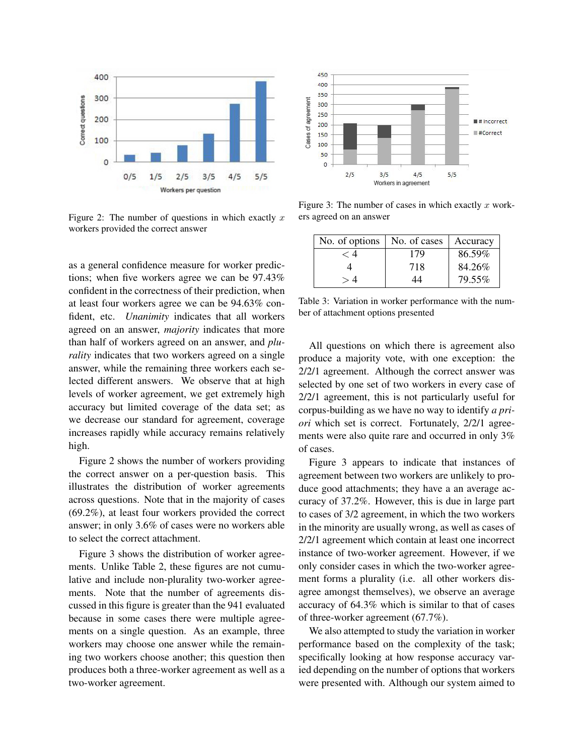Figure 2: The number of questions in which exactly $x$ workers provided the correct answer

as a general confidence measure for worker predictions; when five workers agree we can be 97.43% confident in the correctness of their prediction, when at least four workers agree we can be 94.63% confident, etc. *Unanimity* indicates that all workers agreed on an answer, *majority* indicates that more than half of workers agreed on an answer, and *plurality* indicates that two workers agreed on a single answer, while the remaining three workers each selected different answers. We observe that at high levels of worker agreement, we get extremely high accuracy but limited coverage of the data set; as we decrease our standard for agreement, coverage increases rapidly while accuracy remains relatively high.

Figure 2 shows the number of workers providing the correct answer on a per-question basis. This illustrates the distribution of worker agreements across questions. Note that in the majority of cases (69.2%), at least four workers provided the correct answer; in only 3.6% of cases were no workers able to select the correct attachment.

Figure 3 shows the distribution of worker agreements. Unlike Table 2, these figures are not cumulative and include non-plurality two-worker agreements. Note that the number of agreements discussed in this figure is greater than the 941 evaluated because in some cases there were multiple agreements on a single question. As an example, three workers may choose one answer while the remaining two workers choose another; this question then produces both a three-worker agreement as well as a two-worker agreement.

Figure 3: The number of cases in which exactly $x$ workers agreed on an answer

| No. of options | No. of cases | Accuracy |
|---|---|---|
| $< 4$ | 179 | 86.59% |
| 4 | 718 | 84.26% |
| $> 4$ | 44 | 79.55% |

Table 3: Variation in worker performance with the number of attachment options presented

All questions on which there is agreement also produce a majority vote, with one exception: the 2/2/1 agreement. Although the correct answer was selected by one set of two workers in every case of 2/2/1 agreement, this is not particularly useful for corpus-building as we have no way to identify *a priori* which set is correct. Fortunately, 2/2/1 agreements were also quite rare and occurred in only 3% of cases.

Figure 3 appears to indicate that instances of agreement between two workers are unlikely to produce good attachments; they have a an average accuracy of 37.2%. However, this is due in large part to cases of 3/2 agreement, in which the two workers in the minority are usually wrong, as well as cases of 2/2/1 agreement which contain at least one incorrect instance of two-worker agreement. However, if we only consider cases in which the two-worker agreement forms a plurality (i.e. all other workers disagree amongst themselves), we observe an average accuracy of 64.3% which is similar to that of cases of three-worker agreement (67.7%).

We also attempted to study the variation in worker performance based on the complexity of the task; specifically looking at how response accuracy varied depending on the number of options that workers were presented with. Although our system aimed to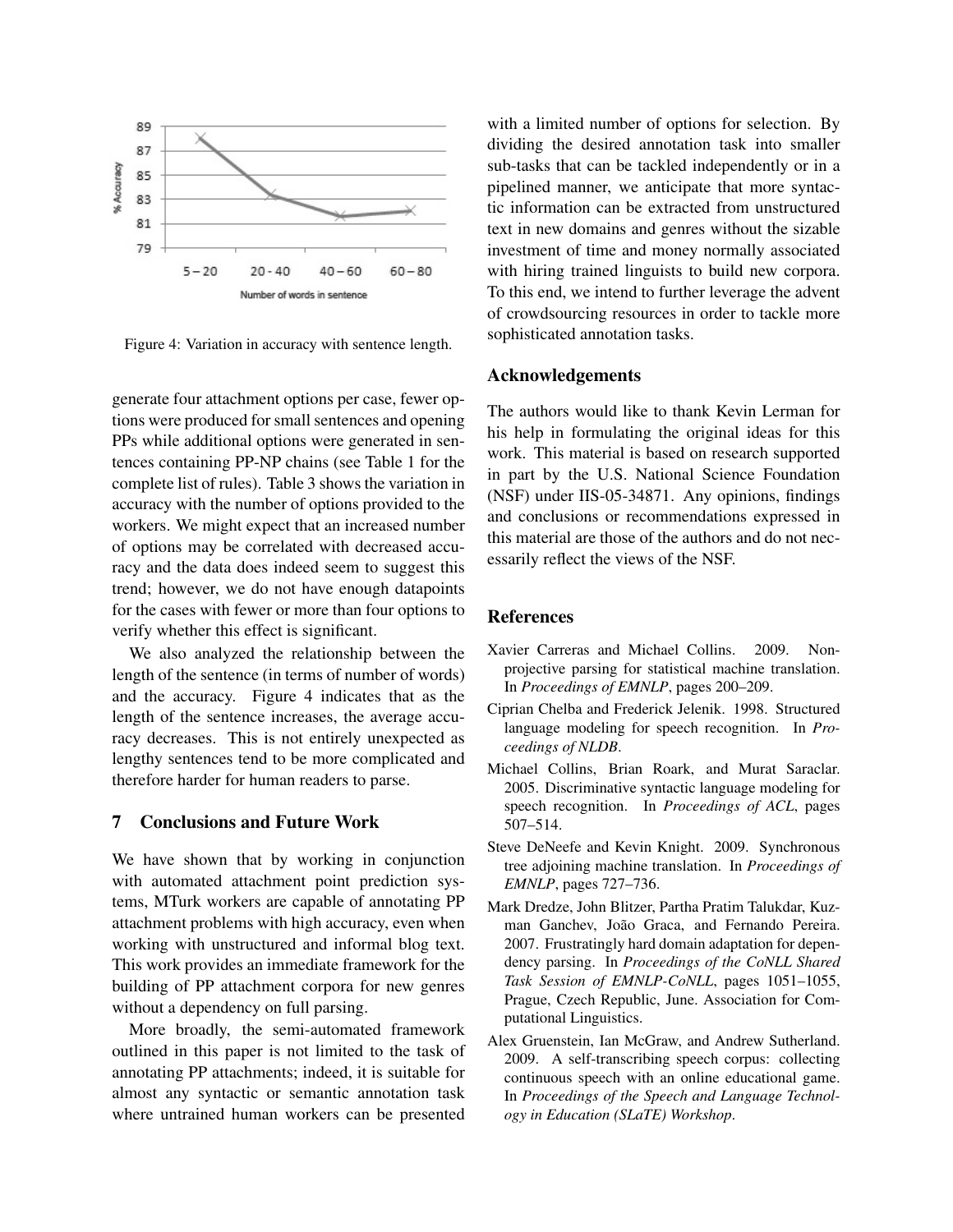Figure 4: Variation in accuracy with sentence length.

generate four attachment options per case, fewer options were produced for small sentences and opening PPs while additional options were generated in sentences containing PP-NP chains (see Table 1 for the complete list of rules). Table 3 shows the variation in accuracy with the number of options provided to the workers. We might expect that an increased number of options may be correlated with decreased accuracy and the data does indeed seem to suggest this trend; however, we do not have enough datapoints for the cases with fewer or more than four options to verify whether this effect is significant.

We also analyzed the relationship between the length of the sentence (in terms of number of words) and the accuracy. Figure 4 indicates that as the length of the sentence increases, the average accuracy decreases. This is not entirely unexpected as lengthy sentences tend to be more complicated and therefore harder for human readers to parse.

## 7 Conclusions and Future Work

We have shown that by working in conjunction with automated attachment point prediction systems, MTurk workers are capable of annotating PP attachment problems with high accuracy, even when working with unstructured and informal blog text. This work provides an immediate framework for the building of PP attachment corpora for new genres without a dependency on full parsing.

More broadly, the semi-automated framework outlined in this paper is not limited to the task of annotating PP attachments; indeed, it is suitable for almost any syntactic or semantic annotation task where untrained human workers can be presented with a limited number of options for selection. By dividing the desired annotation task into smaller sub-tasks that can be tackled independently or in a pipelined manner, we anticipate that more syntactic information can be extracted from unstructured text in new domains and genres without the sizable investment of time and money normally associated with hiring trained linguists to build new corpora. To this end, we intend to further leverage the advent of crowdsourcing resources in order to tackle more sophisticated annotation tasks.

## Acknowledgements

The authors would like to thank Kevin Lerman for his help in formulating the original ideas for this work. This material is based on research supported in part by the U.S. National Science Foundation (NSF) under IIS-05-34871. Any opinions, findings and conclusions or recommendations expressed in this material are those of the authors and do not necessarily reflect the views of the NSF.

## References

Xavier Carreras and Michael Collins. 2009. Non-projective parsing for statistical machine translation. In *Proceedings of EMNLP*, pages 200–209.

Ciprian Chelba and Frederick Jelenik. 1998. Structured language modeling for speech recognition. In *Proceedings of NLDB*.

Michael Collins, Brian Roark, and Murat Saraclar. 2005. Discriminative syntactic language modeling for speech recognition. In *Proceedings of ACL*, pages 507–514.

Steve DeNeefe and Kevin Knight. 2009. Synchronous tree adjoining machine translation. In *Proceedings of EMNLP*, pages 727–736.

Mark Dredze, John Blitzer, Partha Pratim Talukdar, Kuzman Ganchev, João Graca, and Fernando Pereira. 2007. Frustratingly hard domain adaptation for dependency parsing. In *Proceedings of the CoNLL Shared Task Session of EMNLP-CoNLL*, pages 1051–1055, Prague, Czech Republic, June. Association for Computational Linguistics.

Alex Gruenstein, Ian McGraw, and Andrew Sutherland. 2009. A self-transcribing speech corpus: collecting continuous speech with an online educational game. In *Proceedings of the Speech and Language Technology in Education (SLaTE) Workshop*.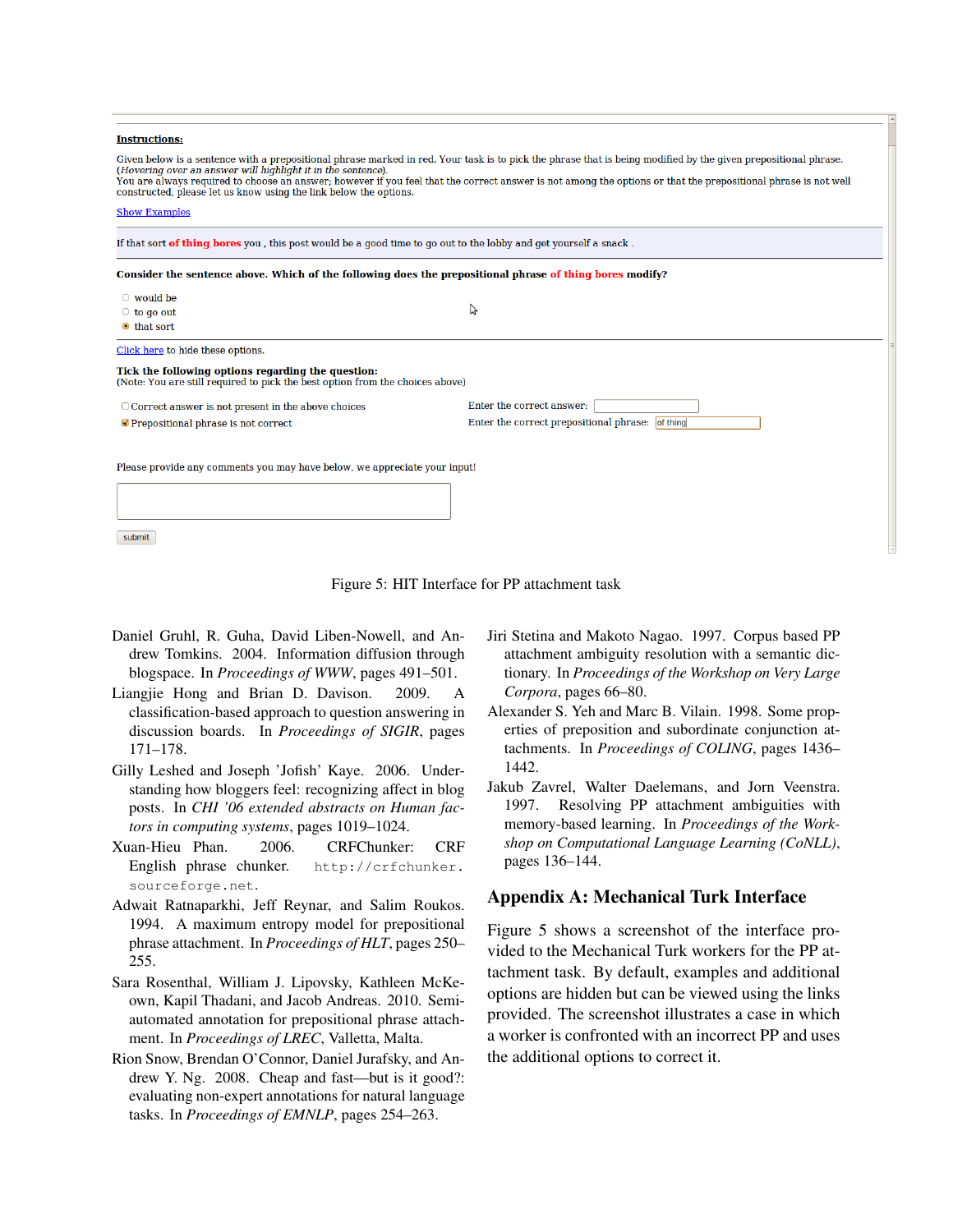**Instructions:**

Given below is a sentence with a prepositional phrase marked in red. Your task is to pick the phrase that is being modified by the given prepositional phrase. (*Hovering over an answer will highlight it in the sentence*).
You are always required to choose an answer; however if you feel that the correct answer is not among the options or that the prepositional phrase is not well constructed, please let us know using the link below the options.

Show Examples

If that sort **of thing bores** you , this post would be a good time to go out to the lobby and get yourself a snack .

**Consider the sentence above. Which of the following does the prepositional phrase of thing bores modify?**

- would be
- to go out
- that sort

Click here to hide these options.

**Tick the following options regarding the question:**
(Note: You are still required to pick the best option from the choices above)

- Correct answer is not present in the above choices — Enter the correct answer:
- Prepositional phrase is not correct — Enter the correct prepositional phrase: of thing

Please provide any comments you may have below, we appreciate your input!

submit

Figure 5: HIT Interface for PP attachment task

Daniel Gruhl, R. Guha, David Liben-Nowell, and Andrew Tomkins. 2004. Information diffusion through blogspace. In *Proceedings of WWW*, pages 491–501.

Liangjie Hong and Brian D. Davison. 2009. A classification-based approach to question answering in discussion boards. In *Proceedings of SIGIR*, pages 171–178.

Gilly Leshed and Joseph 'Jofish' Kaye. 2006. Understanding how bloggers feel: recognizing affect in blog posts. In *CHI '06 extended abstracts on Human factors in computing systems*, pages 1019–1024.

Xuan-Hieu Phan. 2006. CRFChunker: CRF English phrase chunker. http://crfchunker.sourceforge.net.

Adwait Ratnaparkhi, Jeff Reynar, and Salim Roukos. 1994. A maximum entropy model for prepositional phrase attachment. In *Proceedings of HLT*, pages 250–255.

Sara Rosenthal, William J. Lipovsky, Kathleen McKeown, Kapil Thadani, and Jacob Andreas. 2010. Semi-automated annotation for prepositional phrase attachment. In *Proceedings of LREC*, Valletta, Malta.

Rion Snow, Brendan O'Connor, Daniel Jurafsky, and Andrew Y. Ng. 2008. Cheap and fast—but is it good?: evaluating non-expert annotations for natural language tasks. In *Proceedings of EMNLP*, pages 254–263.

Jiri Stetina and Makoto Nagao. 1997. Corpus based PP attachment ambiguity resolution with a semantic dictionary. In *Proceedings of the Workshop on Very Large Corpora*, pages 66–80.

Alexander S. Yeh and Marc B. Vilain. 1998. Some properties of preposition and subordinate conjunction attachments. In *Proceedings of COLING*, pages 1436–1442.

Jakub Zavrel, Walter Daelemans, and Jorn Veenstra. 1997. Resolving PP attachment ambiguities with memory-based learning. In *Proceedings of the Workshop on Computational Language Learning (CoNLL)*, pages 136–144.

## Appendix A: Mechanical Turk Interface

Figure 5 shows a screenshot of the interface provided to the Mechanical Turk workers for the PP attachment task. By default, examples and additional options are hidden but can be viewed using the links provided. The screenshot illustrates a case in which a worker is confronted with an incorrect PP and uses the additional options to correct it.